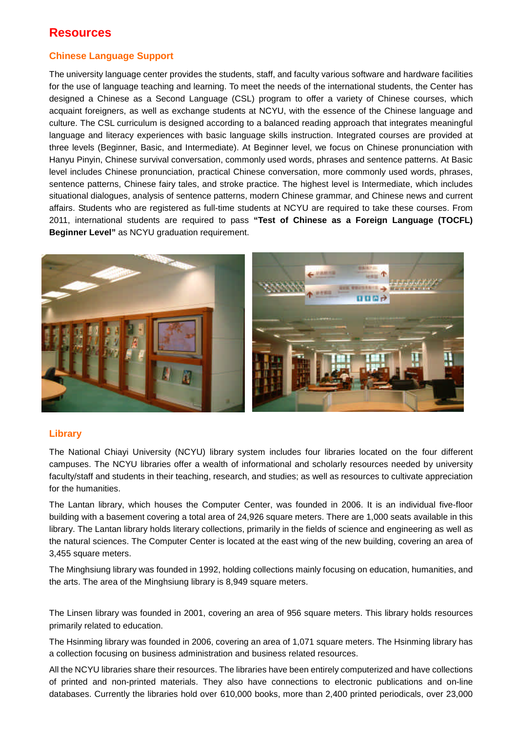# Resources

## Chinese Language Support

The university language center provides the students, staff, and faculty various software and hardware facilities for the use of language teaching and learning. To meet the needs of the international students, the Center has designed a Chinese as a Second Language (CSL) program to offer a variety of Chinese courses, which acquaint foreigners, as well as exchange students at NCYU, with the essence of the Chinese language and culture. The CSL curriculum is designed according to a balanced reading approach that integrates meaningful language and literacy experiences with basic language skills instruction. Integrated courses are provided at three levels (Beginner, Basic, and Intermediate). At Beginner level, we focus on Chinese pronunciation with Hanyu Pinyin, Chinese survival conversation, commonly used words, phrases and sentence patterns. At Basic level includes Chinese pronunciation, practical Chinese conversation, more commonly used words, phrases, sentence patterns, Chinese fairy tales, and stroke practice. The highest level is Intermediate, which includes situational dialogues, analysis of sentence patterns, modern Chinese grammar, and Chinese news and current affairs. Students who are registered as full-time students at NCYU are required to take these courses. From 2011, international students are required to pass **"Test of Chinese as a Foreign Language (TOCFL) Beginner Level"** as NCYU graduation requirement.

## Library

The National Chiayi University (NCYU) library system includes four libraries located on the four different campuses. The NCYU libraries offer a wealth of informational and scholarly resources needed by university faculty/staff and students in their teaching, research, and studies; as well as resources to cultivate appreciation for the humanities.

The Lantan library, which houses the Computer Center, was founded in 2006. It is an individual five-floor building with a basement covering a total area of 24,926 square meters. There are 1,000 seats available in this library. The Lantan library holds literary collections, primarily in the fields of science and engineering as well as the natural sciences. The Computer Center is located at the east wing of the new building, covering an area of 3,455 square meters.

The Minghsiung library was founded in 1992, holding collections mainly focusing on education, humanities, and the arts. The area of the Minghsiung library is 8,949 square meters.

The Linsen library was founded in 2001, covering an area of 956 square meters. This library holds resources primarily related to education.

The Hsinming library was founded in 2006, covering an area of 1,071 square meters. The Hsinming library has a collection focusing on business administration and business related resources.

All the NCYU libraries share their resources. The libraries have been entirely computerized and have collections of printed and non-printed materials. They also have connections to electronic publications and on-line databases. Currently the libraries hold over 610,000 books, more than 2,400 printed periodicals, over 23,000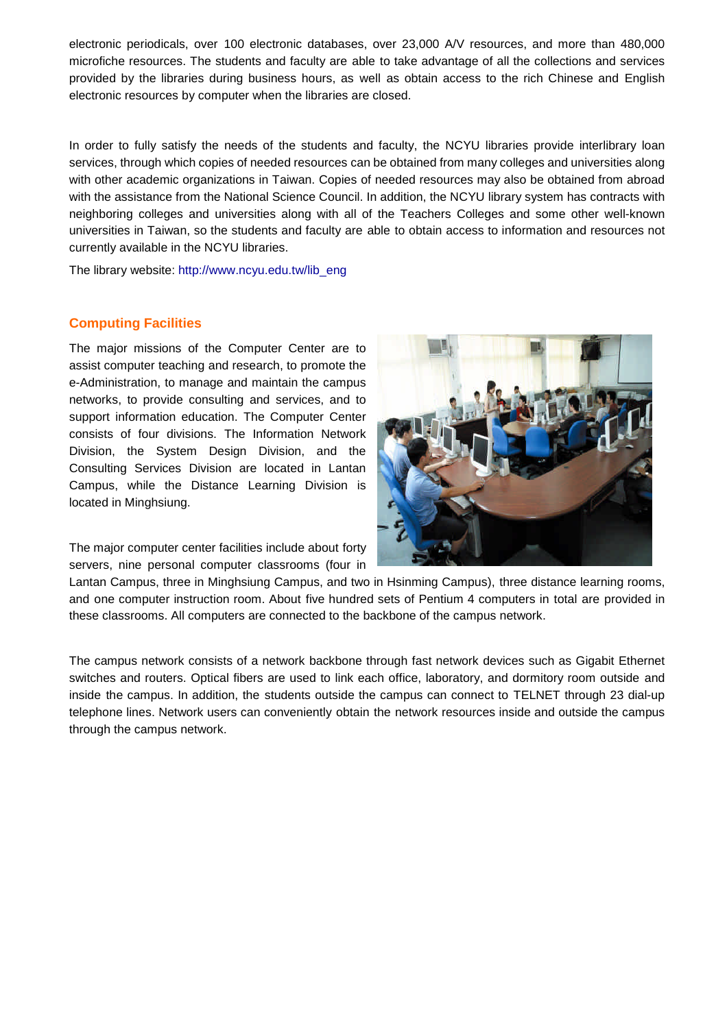electronic periodicals, over 100 electronic databases, over 23,000 A/V resources, and more than 480,000 microfiche resources. The students and faculty are able to take advantage of all the collections and services provided by the libraries during business hours, as well as obtain access to the rich Chinese and English electronic resources by computer when the libraries are closed.

In order to fully satisfy the needs of the students and faculty, the NCYU libraries provide interlibrary loan services, through which copies of needed resources can be obtained from many colleges and universities along with other academic organizations in Taiwan. Copies of needed resources may also be obtained from abroad with the assistance from the National Science Council. In addition, the NCYU library system has contracts with neighboring colleges and universities along with all of the Teachers Colleges and some other well-known universities in Taiwan, so the students and faculty are able to obtain access to information and resources not currently available in the NCYU libraries.

The library website: http://www.ncyu.edu.tw/lib_eng

## Computing Facilities

The major missions of the Computer Center are to assist computer teaching and research, to promote the e-Administration, to manage and maintain the campus networks, to provide consulting and services, and to support information education. The Computer Center consists of four divisions. The Information Network Division, the System Design Division, and the Consulting Services Division are located in Lantan Campus, while the Distance Learning Division is located in Minghsiung.

The major computer center facilities include about forty servers, nine personal computer classrooms (four in Lantan Campus, three in Minghsiung Campus, and two in Hsinming Campus), three distance learning rooms, and one computer instruction room. About five hundred sets of Pentium 4 computers in total are provided in these classrooms. All computers are connected to the backbone of the campus network.

The campus network consists of a network backbone through fast network devices such as Gigabit Ethernet switches and routers. Optical fibers are used to link each office, laboratory, and dormitory room outside and inside the campus. In addition, the students outside the campus can connect to TELNET through 23 dial-up telephone lines. Network users can conveniently obtain the network resources inside and outside the campus through the campus network.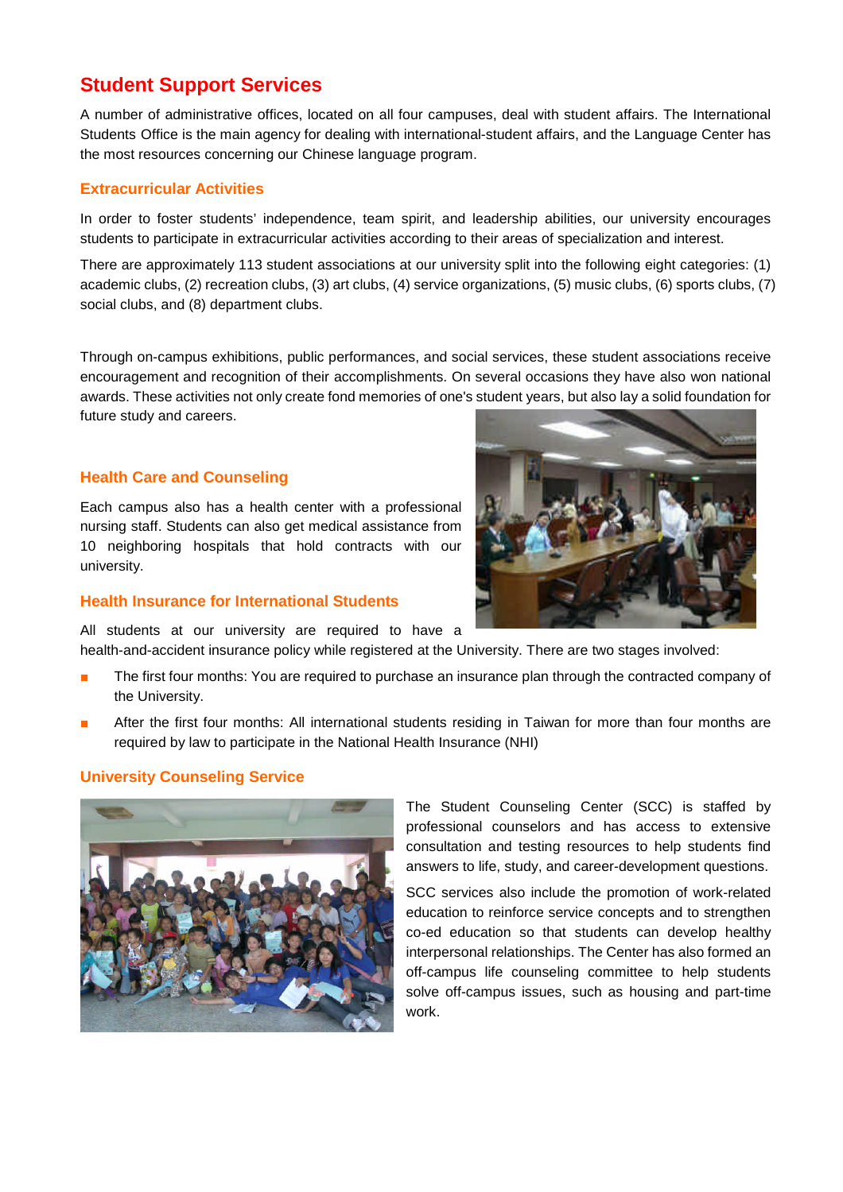# Student Support Services

A number of administrative offices, located on all four campuses, deal with student affairs. The International Students Office is the main agency for dealing with international-student affairs, and the Language Center has the most resources concerning our Chinese language program.

## Extracurricular Activities

In order to foster students' independence, team spirit, and leadership abilities, our university encourages students to participate in extracurricular activities according to their areas of specialization and interest.

There are approximately 113 student associations at our university split into the following eight categories: (1) academic clubs, (2) recreation clubs, (3) art clubs, (4) service organizations, (5) music clubs, (6) sports clubs, (7) social clubs, and (8) department clubs.

Through on-campus exhibitions, public performances, and social services, these student associations receive encouragement and recognition of their accomplishments. On several occasions they have also won national awards. These activities not only create fond memories of one's student years, but also lay a solid foundation for future study and careers.

## Health Care and Counseling

Each campus also has a health center with a professional nursing staff. Students can also get medical assistance from 10 neighboring hospitals that hold contracts with our university.

## Health Insurance for International Students

All students at our university are required to have a health-and-accident insurance policy while registered at the University. There are two stages involved:

- The first four months: You are required to purchase an insurance plan through the contracted company of the University.
- After the first four months: All international students residing in Taiwan for more than four months are required by law to participate in the National Health Insurance (NHI)

## University Counseling Service

The Student Counseling Center (SCC) is staffed by professional counselors and has access to extensive consultation and testing resources to help students find answers to life, study, and career-development questions.

SCC services also include the promotion of work-related education to reinforce service concepts and to strengthen co-ed education so that students can develop healthy interpersonal relationships. The Center has also formed an off-campus life counseling committee to help students solve off-campus issues, such as housing and part-time work.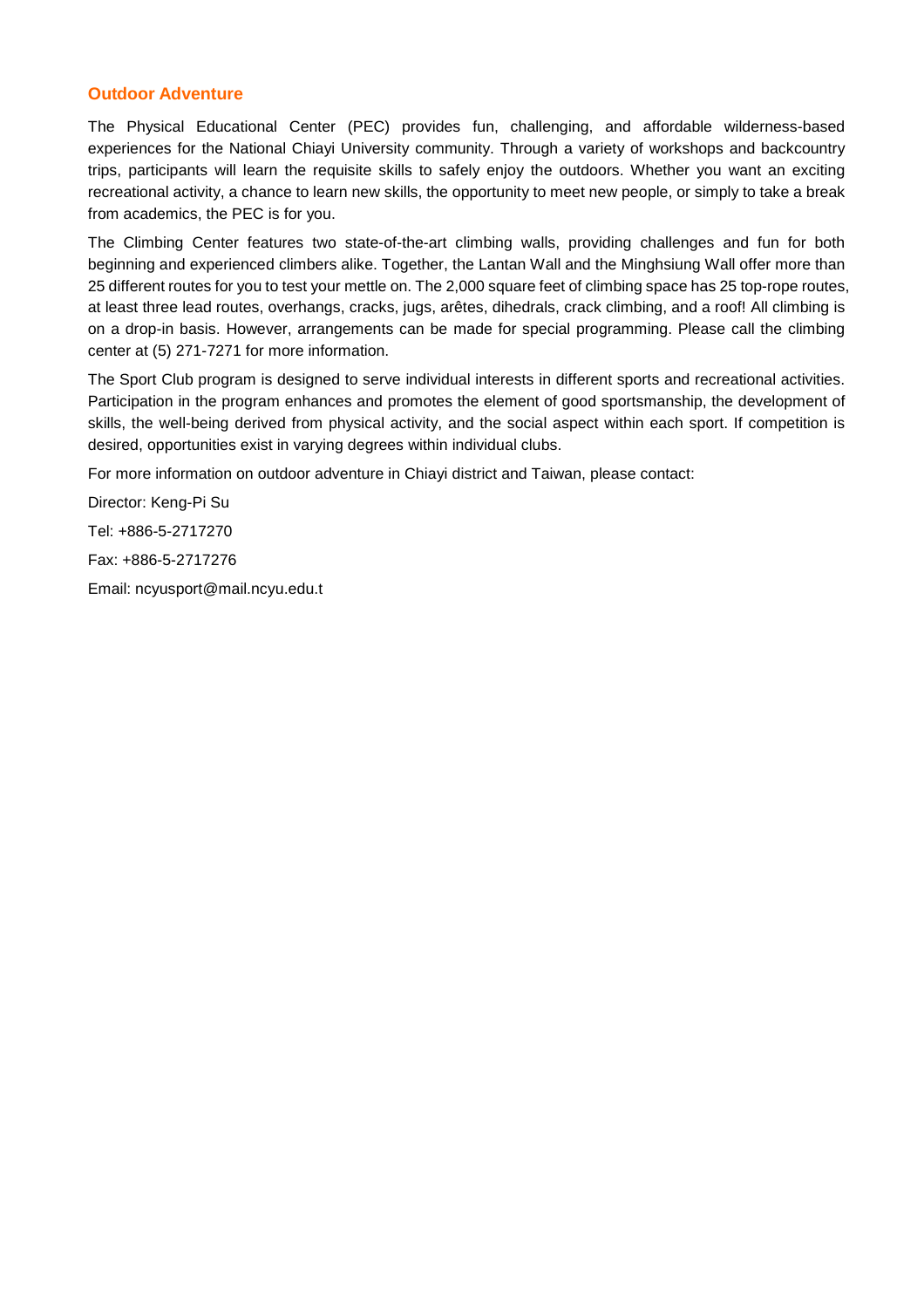## Outdoor Adventure

The Physical Educational Center (PEC) provides fun, challenging, and affordable wilderness-based experiences for the National Chiayi University community. Through a variety of workshops and backcountry trips, participants will learn the requisite skills to safely enjoy the outdoors. Whether you want an exciting recreational activity, a chance to learn new skills, the opportunity to meet new people, or simply to take a break from academics, the PEC is for you.

The Climbing Center features two state-of-the-art climbing walls, providing challenges and fun for both beginning and experienced climbers alike. Together, the Lantan Wall and the Minghsiung Wall offer more than 25 different routes for you to test your mettle on. The 2,000 square feet of climbing space has 25 top-rope routes, at least three lead routes, overhangs, cracks, jugs, arêtes, dihedrals, crack climbing, and a roof! All climbing is on a drop-in basis. However, arrangements can be made for special programming. Please call the climbing center at (5) 271-7271 for more information.

The Sport Club program is designed to serve individual interests in different sports and recreational activities. Participation in the program enhances and promotes the element of good sportsmanship, the development of skills, the well-being derived from physical activity, and the social aspect within each sport. If competition is desired, opportunities exist in varying degrees within individual clubs.

For more information on outdoor adventure in Chiayi district and Taiwan, please contact:

Director: Keng-Pi Su

Tel: +886-5-2717270

Fax: +886-5-2717276

Email: ncyusport@mail.ncyu.edu.t